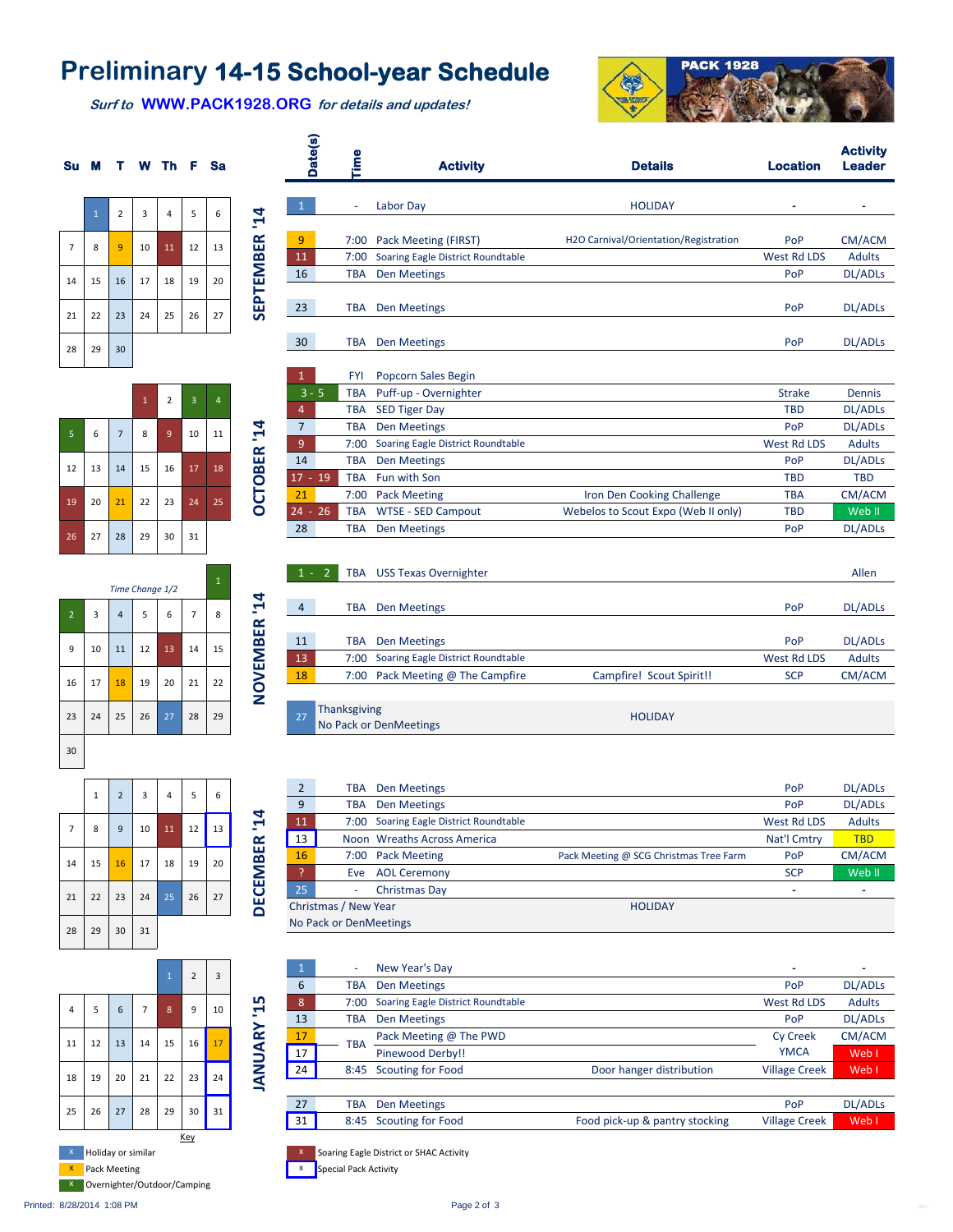# Preliminary 14-15 School-year Schedule

*Surf to* **WWW.PACK1928.ORG** *for details and updates!*

PACK 1928

## SEPTEMBER '14

| Su | M | T | W | Th | F | Sa |
|---|---|---|---|---|---|---|
| | 1 | 2 | 3 | 4 | 5 | 6 |
| 7 | 8 | 9 | 10 | 11 | 12 | 13 |
| 14 | 15 | 16 | 17 | 18 | 19 | 20 |
| 21 | 22 | 23 | 24 | 25 | 26 | 27 |
| 28 | 29 | 30 | | | | |

| Date(s) | Time | Activity | Details | Location | Activity Leader |
|---|---|---|---|---|---|
| 1 | - | Labor Day | HOLIDAY | - | - |
| 9 | 7:00 | Pack Meeting (FIRST) | H2O Carnival/Orientation/Registration | PoP | CM/ACM |
| 11 | 7:00 | Soaring Eagle District Roundtable | | West Rd LDS | Adults |
| 16 | TBA | Den Meetings | | PoP | DL/ADLs |
| 23 | TBA | Den Meetings | | PoP | DL/ADLs |
| 30 | TBA | Den Meetings | | PoP | DL/ADLs |

## OCTOBER '14

| Su | M | T | W | Th | F | Sa |
|---|---|---|---|---|---|---|
| | | | 1 | 2 | 3 | 4 |
| 5 | 6 | 7 | 8 | 9 | 10 | 11 |
| 12 | 13 | 14 | 15 | 16 | 17 | 18 |
| 19 | 20 | 21 | 22 | 23 | 24 | 25 |
| 26 | 27 | 28 | 29 | 30 | 31 | |

| Date(s) | Time | Activity | Details | Location | Activity Leader |
|---|---|---|---|---|---|
| 1 | FYI | Popcorn Sales Begin | | | |
| 3 - 5 | TBA | Puff-up - Overnighter | | Strake | Dennis |
| 4 | TBA | SED Tiger Day | | TBD | DL/ADLs |
| 7 | TBA | Den Meetings | | PoP | DL/ADLs |
| 9 | 7:00 | Soaring Eagle District Roundtable | | West Rd LDS | Adults |
| 14 | TBA | Den Meetings | | PoP | DL/ADLs |
| 17 - 19 | TBA | Fun with Son | | TBD | TBD |
| 21 | 7:00 | Pack Meeting | Iron Den Cooking Challenge | TBA | CM/ACM |
| 24 - 26 | TBA | WTSE - SED Campout | Webelos to Scout Expo (Web II only) | TBD | Web II |
| 28 | TBA | Den Meetings | | PoP | DL/ADLs |

## NOVEMBER '14

| Su | M | T | W | Th | F | Sa |
|---|---|---|---|---|---|---|
| | | | | | | 1 |
| *Time Change 1/2* | | | | | | |
| 2 | 3 | 4 | 5 | 6 | 7 | 8 |
| 9 | 10 | 11 | 12 | 13 | 14 | 15 |
| 16 | 17 | 18 | 19 | 20 | 21 | 22 |
| 23 | 24 | 25 | 26 | 27 | 28 | 29 |
| 30 | | | | | | |

| Date(s) | Time | Activity | Details | Location | Activity Leader |
|---|---|---|---|---|---|
| 1 - 2 | TBA | USS Texas Overnighter | | | Allen |
| 4 | TBA | Den Meetings | | PoP | DL/ADLs |
| 11 | TBA | Den Meetings | | PoP | DL/ADLs |
| 13 | 7:00 | Soaring Eagle District Roundtable | | West Rd LDS | Adults |
| 18 | 7:00 | Pack Meeting @ The Campfire | Campfire! Scout Spirit!! | SCP | CM/ACM |
| 27 | | Thanksgiving<br>No Pack or DenMeetings | HOLIDAY | | |

## DECEMBER '14

| Su | M | T | W | Th | F | Sa |
|---|---|---|---|---|---|---|
| | 1 | 2 | 3 | 4 | 5 | 6 |
| 7 | 8 | 9 | 10 | 11 | 12 | 13 |
| 14 | 15 | 16 | 17 | 18 | 19 | 20 |
| 21 | 22 | 23 | 24 | 25 | 26 | 27 |
| 28 | 29 | 30 | 31 | | | |

| Date(s) | Time | Activity | Details | Location | Activity Leader |
|---|---|---|---|---|---|
| 2 | TBA | Den Meetings | | PoP | DL/ADLs |
| 9 | TBA | Den Meetings | | PoP | DL/ADLs |
| 11 | 7:00 | Soaring Eagle District Roundtable | | West Rd LDS | Adults |
| 13 | Noon | Wreaths Across America | | Nat'l Cmtry | TBD |
| 16 | 7:00 | Pack Meeting | Pack Meeting @ SCG Christmas Tree Farm | PoP | CM/ACM |
| ? | Eve | AOL Ceremony | | SCP | Web II |
| 25 | - | Christmas Day | | - | - |
| | | Christmas / New Year<br>No Pack or DenMeetings | HOLIDAY | | |

## JANUARY '15

| Su | M | T | W | Th | F | Sa |
|---|---|---|---|---|---|---|
| | | | | 1 | 2 | 3 |
| 4 | 5 | 6 | 7 | 8 | 9 | 10 |
| 11 | 12 | 13 | 14 | 15 | 16 | 17 |
| 18 | 19 | 20 | 21 | 22 | 23 | 24 |
| 25 | 26 | 27 | 28 | 29 | 30 | 31 |

| Date(s) | Time | Activity | Details | Location | Activity Leader |
|---|---|---|---|---|---|
| 1 | - | New Year's Day | | - | - |
| 6 | TBA | Den Meetings | | PoP | DL/ADLs |
| 8 | 7:00 | Soaring Eagle District Roundtable | | West Rd LDS | Adults |
| 13 | TBA | Den Meetings | | PoP | DL/ADLs |
| 17 | TBA | Pack Meeting @ The PWD | | Cy Creek | CM/ACM |
| 17 | TBA | Pinewood Derby!! | | YMCA | Web I |
| 24 | 8:45 | Scouting for Food | Door hanger distribution | Village Creek | Web I |
| 27 | TBA | Den Meetings | | PoP | DL/ADLs |
| 31 | 8:45 | Scouting for Food | Food pick-up & pantry stocking | Village Creek | Web I |

**Key**

- Holiday or similar
- Pack Meeting
- Overnighter/Outdoor/Camping
- Soaring Eagle District or SHAC Activity
- Special Pack Activity

Printed: 8/28/2014 1:08 PM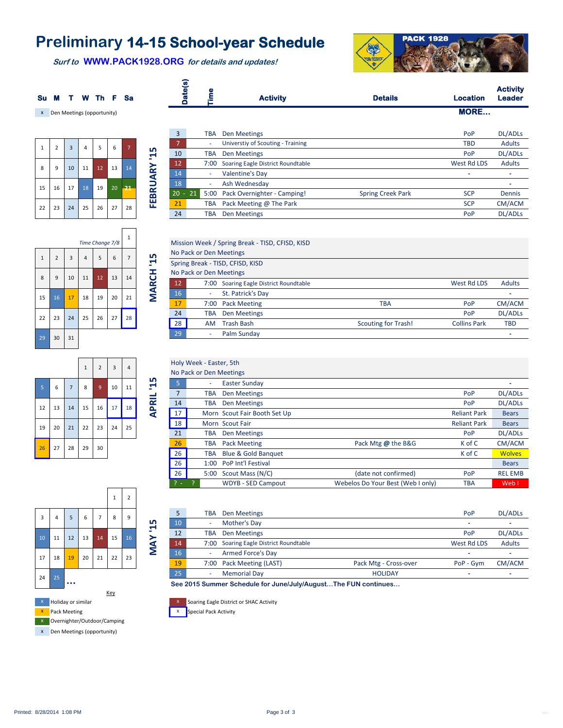# Preliminary 14-15 School-year Schedule

*Surf to* **WWW.PACK1928.ORG** *for details and updates!*

PACK 1928

| Date(s) | Time | Activity | Details | Location | Activity Leader |
|---|---|---|---|---|---|
| | | | | **MORE...** | |
| **FEBRUARY '15** | | | | | |
| 3 | TBA | Den Meetings | | PoP | DL/ADLs |
| 7 | - | Universtiy of Scouting - Training | | TBD | Adults |
| 10 | TBA | Den Meetings | | PoP | DL/ADLs |
| 12 | 7:00 | Soaring Eagle District Roundtable | | West Rd LDS | Adults |
| 14 | - | Valentine's Day | | - | - |
| 18 | - | Ash Wednesday | | | - |
| 20 - 21 | 5:00 | Pack Overnighter - Camping! | Spring Creek Park | SCP | Dennis |
| 21 | TBA | Pack Meeting @ The Park | | SCP | CM/ACM |
| 24 | TBA | Den Meetings | | PoP | DL/ADLs |
| **MARCH '15** | | | | | |
| Mission Week / Spring Break - TISD, CFISD, KISD | | | | | |
| No Pack or Den Meetings | | | | | |
| Spring Break - TISD, CFISD, KISD | | | | | |
| No Pack or Den Meetings | | | | | |
| 12 | 7:00 | Soaring Eagle District Roundtable | | West Rd LDS | Adults |
| 16 | - | St. Patrick's Day | | | - |
| 17 | 7:00 | Pack Meeting | TBA | PoP | CM/ACM |
| 24 | TBA | Den Meetings | | PoP | DL/ADLs |
| 28 | AM | Trash Bash | Scouting for Trash! | Collins Park | TBD |
| 29 | - | Palm Sunday | | | - |
| **APRIL '15** | | | | | |
| Holy Week - Easter, 5th | | | | | |
| No Pack or Den Meetings | | | | | |
| 5 | - | Easter Sunday | | | - |
| 7 | TBA | Den Meetings | | PoP | DL/ADLs |
| 14 | TBA | Den Meetings | | PoP | DL/ADLs |
| 17 | Morn | Scout Fair Booth Set Up | | Reliant Park | Bears |
| 18 | Morn | Scout Fair | | Reliant Park | Bears |
| 21 | TBA | Den Meetings | | PoP | DL/ADLs |
| 26 | TBA | Pack Meeting | Pack Mtg @ the B&G | K of C | CM/ACM |
| 26 | TBA | Blue & Gold Banquet | | K of C | Wolves |
| 26 | 1:00 | PoP Int'l Festival | | | Bears |
| 26 | 5:00 | Scout Mass (N/C) | (date not confirmed) | PoP | REL EMB |
| ? - ? | | WDYB - SED Campout | Webelos Do Your Best (Web I only) | TBA | Web I |
| **MAY '15** | | | | | |
| 5 | TBA | Den Meetings | | PoP | DL/ADLs |
| 10 | - | Mother's Day | | - | - |
| 12 | TBA | Den Meetings | | PoP | DL/ADLs |
| 14 | 7:00 | Soaring Eagle District Roundtable | | West Rd LDS | Adults |
| 16 | - | Armed Force's Day | | - | - |
| 19 | 7:00 | Pack Meeting (LAST) | Pack Mtg - Cross-over | PoP - Gym | CM/ACM |
| 25 | - | Memorial Day | HOLIDAY | - | - |

**See 2015 Summer Schedule for June/July/August...The FUN continues...**

**February '15**

| Su | M | T | W | Th | F | Sa |
|---|---|---|---|---|---|---|
| 1 | 2 | 3 | 4 | 5 | 6 | 7 |
| 8 | 9 | 10 | 11 | 12 | 13 | 14 |
| 15 | 16 | 17 | 18 | 19 | 20 | 21 |
| 22 | 23 | 24 | 25 | 26 | 27 | 28 |

**March '15**

*Time Change 7/8*

| Su | M | T | W | Th | F | Sa |
|---|---|---|---|---|---|---|
| | | | | | | 1 |
| 1 | 2 | 3 | 4 | 5 | 6 | 7 |
| 8 | 9 | 10 | 11 | 12 | 13 | 14 |
| 15 | 16 | 17 | 18 | 19 | 20 | 21 |
| 22 | 23 | 24 | 25 | 26 | 27 | 28 |
| 29 | 30 | 31 | | | | |

**April '15**

| Su | M | T | W | Th | F | Sa |
|---|---|---|---|---|---|---|
| | | | 1 | 2 | 3 | 4 |
| 5 | 6 | 7 | 8 | 9 | 10 | 11 |
| 12 | 13 | 14 | 15 | 16 | 17 | 18 |
| 19 | 20 | 21 | 22 | 23 | 24 | 25 |
| 26 | 27 | 28 | 29 | 30 | | |

**May '15**

| Su | M | T | W | Th | F | Sa |
|---|---|---|---|---|---|---|
| | | | | | 1 | 2 |
| 3 | 4 | 5 | 6 | 7 | 8 | 9 |
| 10 | 11 | 12 | 13 | 14 | 15 | 16 |
| 17 | 18 | 19 | 20 | 21 | 22 | 23 |
| 24 | 25 | ... | | | | |

**Key**

- x Holiday or similar
- x Pack Meeting
- x Overnighter/Outdoor/Camping
- x Den Meetings (opportunity)
- x Soaring Eagle District or SHAC Activity
- x Special Pack Activity

Printed: 8/28/2014 1:08 PM